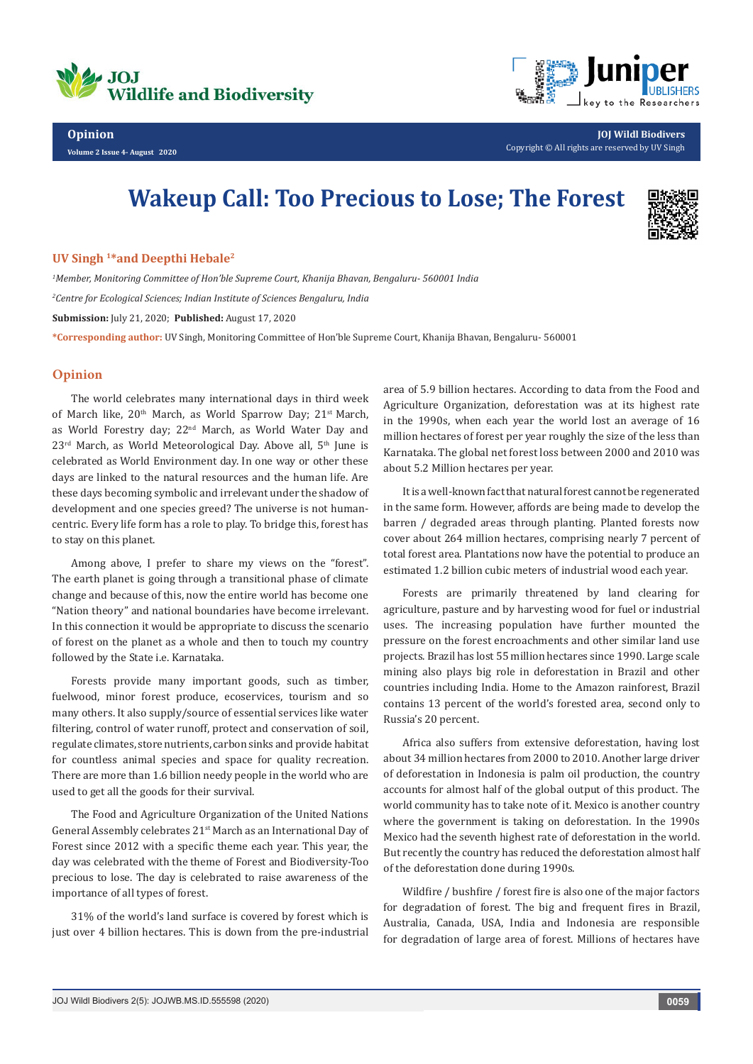Opinion

# Wakeup Call: Too Precious to Lose; The Forest

**UV Singh [1]*and Deepthi Hebale[2]**

*[1]Member, Monitoring Committee of Hon'ble Supreme Court, Khanija Bhavan, Bengaluru- 560001 India*

*[2]Centre for Ecological Sciences; Indian Institute of Sciences Bengaluru, India*

**Submission:** July 21, 2020; **Published:** August 17, 2020

***Corresponding author:** UV Singh, Monitoring Committee of Hon'ble Supreme Court, Khanija Bhavan, Bengaluru- 560001

## Opinion

The world celebrates many international days in third week of March like, 20th March, as World Sparrow Day; 21st March, as World Forestry day; 22nd March, as World Water Day and 23rd March, as World Meteorological Day. Above all, 5th June is celebrated as World Environment day. In one way or other these days are linked to the natural resources and the human life. Are these days becoming symbolic and irrelevant under the shadow of development and one species greed? The universe is not human-centric. Every life form has a role to play. To bridge this, forest has to stay on this planet.

Among above, I prefer to share my views on the "forest". The earth planet is going through a transitional phase of climate change and because of this, now the entire world has become one "Nation theory" and national boundaries have become irrelevant. In this connection it would be appropriate to discuss the scenario of forest on the planet as a whole and then to touch my country followed by the State i.e. Karnataka.

Forests provide many important goods, such as timber, fuelwood, minor forest produce, ecoservices, tourism and so many others. It also supply/source of essential services like water filtering, control of water runoff, protect and conservation of soil, regulate climates, store nutrients, carbon sinks and provide habitat for countless animal species and space for quality recreation. There are more than 1.6 billion needy people in the world who are used to get all the goods for their survival.

The Food and Agriculture Organization of the United Nations General Assembly celebrates 21st March as an International Day of Forest since 2012 with a specific theme each year. This year, the day was celebrated with the theme of Forest and Biodiversity-Too precious to lose. The day is celebrated to raise awareness of the importance of all types of forest.

31% of the world's land surface is covered by forest which is just over 4 billion hectares. This is down from the pre-industrial area of 5.9 billion hectares. According to data from the Food and Agriculture Organization, deforestation was at its highest rate in the 1990s, when each year the world lost an average of 16 million hectares of forest per year roughly the size of the less than Karnataka. The global net forest loss between 2000 and 2010 was about 5.2 Million hectares per year.

It is a well-known fact that natural forest cannot be regenerated in the same form. However, affords are being made to develop the barren / degraded areas through planting. Planted forests now cover about 264 million hectares, comprising nearly 7 percent of total forest area. Plantations now have the potential to produce an estimated 1.2 billion cubic meters of industrial wood each year.

Forests are primarily threatened by land clearing for agriculture, pasture and by harvesting wood for fuel or industrial uses. The increasing population have further mounted the pressure on the forest encroachments and other similar land use projects. Brazil has lost 55 million hectares since 1990. Large scale mining also plays big role in deforestation in Brazil and other countries including India. Home to the Amazon rainforest, Brazil contains 13 percent of the world's forested area, second only to Russia's 20 percent.

Africa also suffers from extensive deforestation, having lost about 34 million hectares from 2000 to 2010. Another large driver of deforestation in Indonesia is palm oil production, the country accounts for almost half of the global output of this product. The world community has to take note of it. Mexico is another country where the government is taking on deforestation. In the 1990s Mexico had the seventh highest rate of deforestation in the world. But recently the country has reduced the deforestation almost half of the deforestation done during 1990s.

Wildfire / bushfire / forest fire is also one of the major factors for degradation of forest. The big and frequent fires in Brazil, Australia, Canada, USA, India and Indonesia are responsible for degradation of large area of forest. Millions of hectares have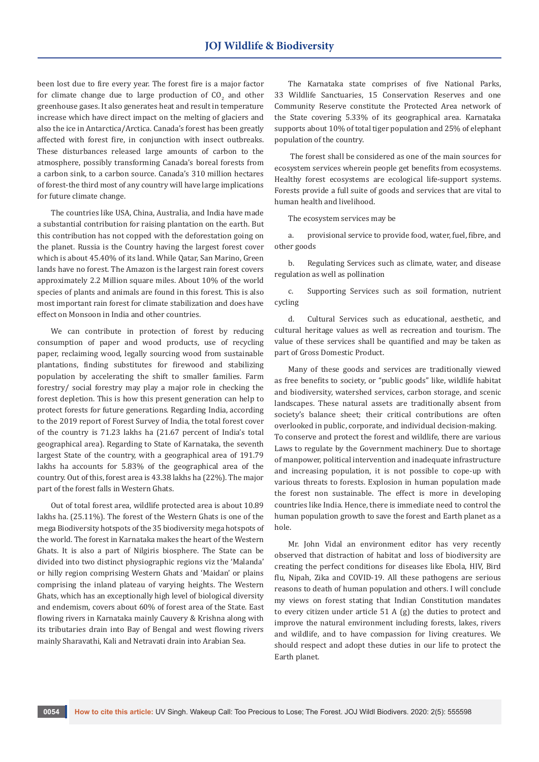been lost due to fire every year. The forest fire is a major factor for climate change due to large production of $CO_2$ and other greenhouse gases. It also generates heat and result in temperature increase which have direct impact on the melting of glaciers and also the ice in Antarctica/Arctica. Canada's forest has been greatly affected with forest fire, in conjunction with insect outbreaks. These disturbances released large amounts of carbon to the atmosphere, possibly transforming Canada's boreal forests from a carbon sink, to a carbon source. Canada's 310 million hectares of forest-the third most of any country will have large implications for future climate change.

The countries like USA, China, Australia, and India have made a substantial contribution for raising plantation on the earth. But this contribution has not copped with the deforestation going on the planet. Russia is the Country having the largest forest cover which is about 45.40% of its land. While Qatar, San Marino, Green lands have no forest. The Amazon is the largest rain forest covers approximately 2.2 Million square miles. About 10% of the world species of plants and animals are found in this forest. This is also most important rain forest for climate stabilization and does have effect on Monsoon in India and other countries.

We can contribute in protection of forest by reducing consumption of paper and wood products, use of recycling paper, reclaiming wood, legally sourcing wood from sustainable plantations, finding substitutes for firewood and stabilizing population by accelerating the shift to smaller families. Farm forestry/ social forestry may play a major role in checking the forest depletion. This is how this present generation can help to protect forests for future generations. Regarding India, according to the 2019 report of Forest Survey of India, the total forest cover of the country is 71.23 lakhs ha (21.67 percent of India's total geographical area). Regarding to State of Karnataka, the seventh largest State of the country, with a geographical area of 191.79 lakhs ha accounts for 5.83% of the geographical area of the country. Out of this, forest area is 43.38 lakhs ha (22%). The major part of the forest falls in Western Ghats.

Out of total forest area, wildlife protected area is about 10.89 lakhs ha. (25.11%). The forest of the Western Ghats is one of the mega Biodiversity hotspots of the 35 biodiversity mega hotspots of the world. The forest in Karnataka makes the heart of the Western Ghats. It is also a part of Nilgiris biosphere. The State can be divided into two distinct physiographic regions viz the 'Malanda' or hilly region comprising Western Ghats and 'Maidan' or plains comprising the inland plateau of varying heights. The Western Ghats, which has an exceptionally high level of biological diversity and endemism, covers about 60% of forest area of the State. East flowing rivers in Karnataka mainly Cauvery & Krishna along with its tributaries drain into Bay of Bengal and west flowing rivers mainly Sharavathi, Kali and Netravati drain into Arabian Sea.

The Karnataka state comprises of five National Parks, 33 Wildlife Sanctuaries, 15 Conservation Reserves and one Community Reserve constitute the Protected Area network of the State covering 5.33% of its geographical area. Karnataka supports about 10% of total tiger population and 25% of elephant population of the country.

The forest shall be considered as one of the main sources for ecosystem services wherein people get benefits from ecosystems. Healthy forest ecosystems are ecological life-support systems. Forests provide a full suite of goods and services that are vital to human health and livelihood.

The ecosystem services may be

a. provisional service to provide food, water, fuel, fibre, and other goods

b. Regulating Services such as climate, water, and disease regulation as well as pollination

c. Supporting Services such as soil formation, nutrient cycling

d. Cultural Services such as educational, aesthetic, and cultural heritage values as well as recreation and tourism. The value of these services shall be quantified and may be taken as part of Gross Domestic Product.

Many of these goods and services are traditionally viewed as free benefits to society, or "public goods" like, wildlife habitat and biodiversity, watershed services, carbon storage, and scenic landscapes. These natural assets are traditionally absent from society's balance sheet; their critical contributions are often overlooked in public, corporate, and individual decision-making.
To conserve and protect the forest and wildlife, there are various Laws to regulate by the Government machinery. Due to shortage of manpower, political intervention and inadequate infrastructure and increasing population, it is not possible to cope-up with various threats to forests. Explosion in human population made the forest non sustainable. The effect is more in developing countries like India. Hence, there is immediate need to control the human population growth to save the forest and Earth planet as a hole.

Mr. John Vidal an environment editor has very recently observed that distraction of habitat and loss of biodiversity are creating the perfect conditions for diseases like Ebola, HIV, Bird flu, Nipah, Zika and COVID-19. All these pathogens are serious reasons to death of human population and others. I will conclude my views on forest stating that Indian Constitution mandates to every citizen under article 51 A (g) the duties to protect and improve the natural environment including forests, lakes, rivers and wildlife, and to have compassion for living creatures. We should respect and adopt these duties in our life to protect the Earth planet.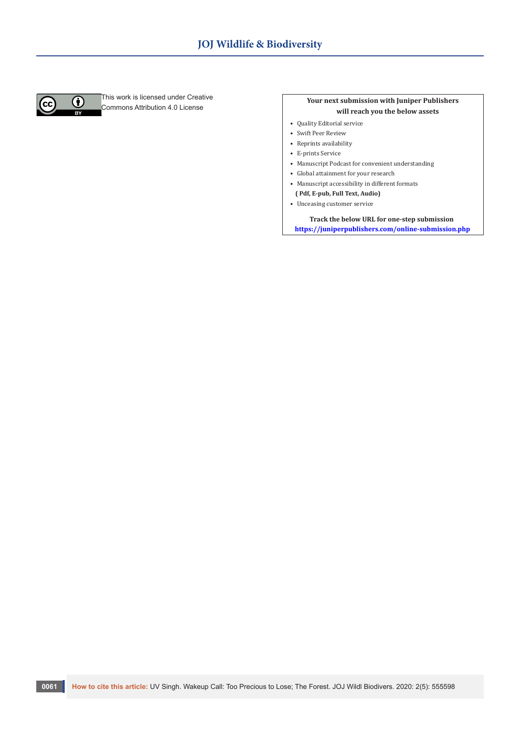This work is licensed under Creative Commons Attribution 4.0 License

**Your next submission with Juniper Publishers will reach you the below assets**

- Quality Editorial service
- Swift Peer Review
- Reprints availability
- E-prints Service
- Manuscript Podcast for convenient understanding
- Global attainment for your research
- Manuscript accessibility in different formats

  **( Pdf, E-pub, Full Text, Audio)**
- Unceasing customer service

**Track the below URL for one-step submission**
**https://juniperpublishers.com/online-submission.php**

**How to cite this article:** UV Singh. Wakeup Call: Too Precious to Lose; The Forest. JOJ Wildl Biodivers. 2020: 2(5): 555598